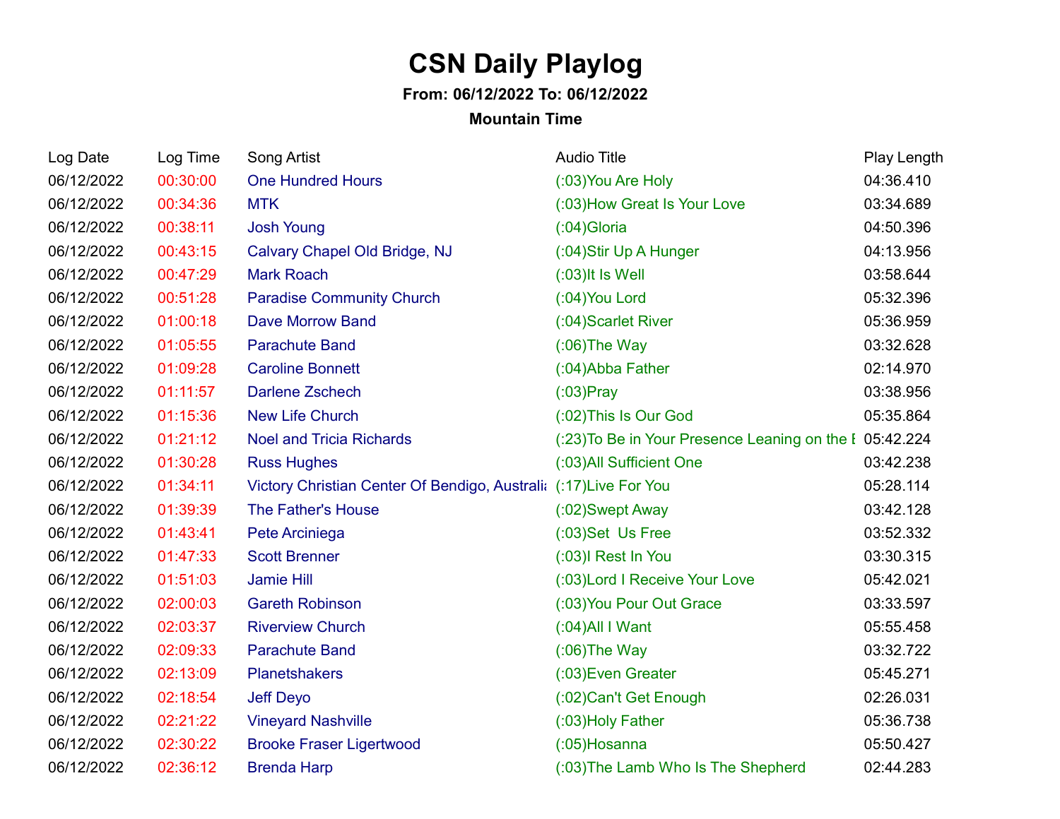# CSN Daily Playlog

**From: 06/12/2022 To: 06/12/2022**

**Mountain Time**

| Log Date | Log Time | Song Artist | Audio Title | Play Length |
|---|---|---|---|---|
| 06/12/2022 | 00:30:00 | One Hundred Hours | (:03)You Are Holy | 04:36.410 |
| 06/12/2022 | 00:34:36 | MTK | (:03)How Great Is Your Love | 03:34.689 |
| 06/12/2022 | 00:38:11 | Josh Young | (:04)Gloria | 04:50.396 |
| 06/12/2022 | 00:43:15 | Calvary Chapel Old Bridge, NJ | (:04)Stir Up A Hunger | 04:13.956 |
| 06/12/2022 | 00:47:29 | Mark Roach | (:03)It Is Well | 03:58.644 |
| 06/12/2022 | 00:51:28 | Paradise Community Church | (:04)You Lord | 05:32.396 |
| 06/12/2022 | 01:00:18 | Dave Morrow Band | (:04)Scarlet River | 05:36.959 |
| 06/12/2022 | 01:05:55 | Parachute Band | (:06)The Way | 03:32.628 |
| 06/12/2022 | 01:09:28 | Caroline Bonnett | (:04)Abba Father | 02:14.970 |
| 06/12/2022 | 01:11:57 | Darlene Zschech | (:03)Pray | 03:38.956 |
| 06/12/2022 | 01:15:36 | New Life Church | (:02)This Is Our God | 05:35.864 |
| 06/12/2022 | 01:21:12 | Noel and Tricia Richards | (:23)To Be in Your Presence Leaning on the E | 05:42.224 |
| 06/12/2022 | 01:30:28 | Russ Hughes | (:03)All Sufficient One | 03:42.238 |
| 06/12/2022 | 01:34:11 | Victory Christian Center Of Bendigo, Australia | (:17)Live For You | 05:28.114 |
| 06/12/2022 | 01:39:39 | The Father's House | (:02)Swept Away | 03:42.128 |
| 06/12/2022 | 01:43:41 | Pete Arciniega | (:03)Set Us Free | 03:52.332 |
| 06/12/2022 | 01:47:33 | Scott Brenner | (:03)I Rest In You | 03:30.315 |
| 06/12/2022 | 01:51:03 | Jamie Hill | (:03)Lord I Receive Your Love | 05:42.021 |
| 06/12/2022 | 02:00:03 | Gareth Robinson | (:03)You Pour Out Grace | 03:33.597 |
| 06/12/2022 | 02:03:37 | Riverview Church | (:04)All I Want | 05:55.458 |
| 06/12/2022 | 02:09:33 | Parachute Band | (:06)The Way | 03:32.722 |
| 06/12/2022 | 02:13:09 | Planetshakers | (:03)Even Greater | 05:45.271 |
| 06/12/2022 | 02:18:54 | Jeff Deyo | (:02)Can't Get Enough | 02:26.031 |
| 06/12/2022 | 02:21:22 | Vineyard Nashville | (:03)Holy Father | 05:36.738 |
| 06/12/2022 | 02:30:22 | Brooke Fraser Ligertwood | (:05)Hosanna | 05:50.427 |
| 06/12/2022 | 02:36:12 | Brenda Harp | (:03)The Lamb Who Is The Shepherd | 02:44.283 |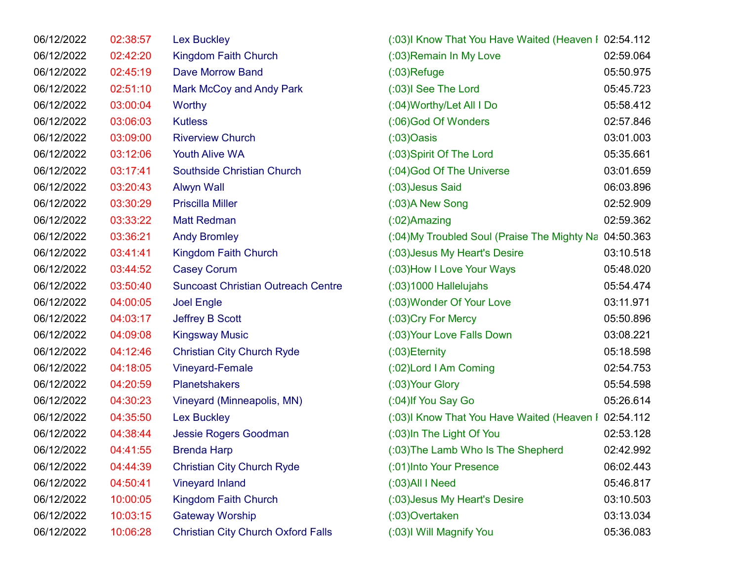| | | | | |
|---|---|---|---|---|
| 06/12/2022 | 02:38:57 | Lex Buckley | (:03)I Know That You Have Waited (Heaven F | 02:54.112 |
| 06/12/2022 | 02:42:20 | Kingdom Faith Church | (:03)Remain In My Love | 02:59.064 |
| 06/12/2022 | 02:45:19 | Dave Morrow Band | (:03)Refuge | 05:50.975 |
| 06/12/2022 | 02:51:10 | Mark McCoy and Andy Park | (:03)I See The Lord | 05:45.723 |
| 06/12/2022 | 03:00:04 | Worthy | (:04)Worthy/Let All I Do | 05:58.412 |
| 06/12/2022 | 03:06:03 | Kutless | (:06)God Of Wonders | 02:57.846 |
| 06/12/2022 | 03:09:00 | Riverview Church | (:03)Oasis | 03:01.003 |
| 06/12/2022 | 03:12:06 | Youth Alive WA | (:03)Spirit Of The Lord | 05:35.661 |
| 06/12/2022 | 03:17:41 | Southside Christian Church | (:04)God Of The Universe | 03:01.659 |
| 06/12/2022 | 03:20:43 | Alwyn Wall | (:03)Jesus Said | 06:03.896 |
| 06/12/2022 | 03:30:29 | Priscilla Miller | (:03)A New Song | 02:52.909 |
| 06/12/2022 | 03:33:22 | Matt Redman | (:02)Amazing | 02:59.362 |
| 06/12/2022 | 03:36:21 | Andy Bromley | (:04)My Troubled Soul (Praise The Mighty Na | 04:50.363 |
| 06/12/2022 | 03:41:41 | Kingdom Faith Church | (:03)Jesus My Heart's Desire | 03:10.518 |
| 06/12/2022 | 03:44:52 | Casey Corum | (:03)How I Love Your Ways | 05:48.020 |
| 06/12/2022 | 03:50:40 | Suncoast Christian Outreach Centre | (:03)1000 Hallelujahs | 05:54.474 |
| 06/12/2022 | 04:00:05 | Joel Engle | (:03)Wonder Of Your Love | 03:11.971 |
| 06/12/2022 | 04:03:17 | Jeffrey B Scott | (:03)Cry For Mercy | 05:50.896 |
| 06/12/2022 | 04:09:08 | Kingsway Music | (:03)Your Love Falls Down | 03:08.221 |
| 06/12/2022 | 04:12:46 | Christian City Church Ryde | (:03)Eternity | 05:18.598 |
| 06/12/2022 | 04:18:05 | Vineyard-Female | (:02)Lord I Am Coming | 02:54.753 |
| 06/12/2022 | 04:20:59 | Planetshakers | (:03)Your Glory | 05:54.598 |
| 06/12/2022 | 04:30:23 | Vineyard (Minneapolis, MN) | (:04)If You Say Go | 05:26.614 |
| 06/12/2022 | 04:35:50 | Lex Buckley | (:03)I Know That You Have Waited (Heaven F | 02:54.112 |
| 06/12/2022 | 04:38:44 | Jessie Rogers Goodman | (:03)In The Light Of You | 02:53.128 |
| 06/12/2022 | 04:41:55 | Brenda Harp | (:03)The Lamb Who Is The Shepherd | 02:42.992 |
| 06/12/2022 | 04:44:39 | Christian City Church Ryde | (:01)Into Your Presence | 06:02.443 |
| 06/12/2022 | 04:50:41 | Vineyard Inland | (:03)All I Need | 05:46.817 |
| 06/12/2022 | 10:00:05 | Kingdom Faith Church | (:03)Jesus My Heart's Desire | 03:10.503 |
| 06/12/2022 | 10:03:15 | Gateway Worship | (:03)Overtaken | 03:13.034 |
| 06/12/2022 | 10:06:28 | Christian City Church Oxford Falls | (:03)I Will Magnify You | 05:36.083 |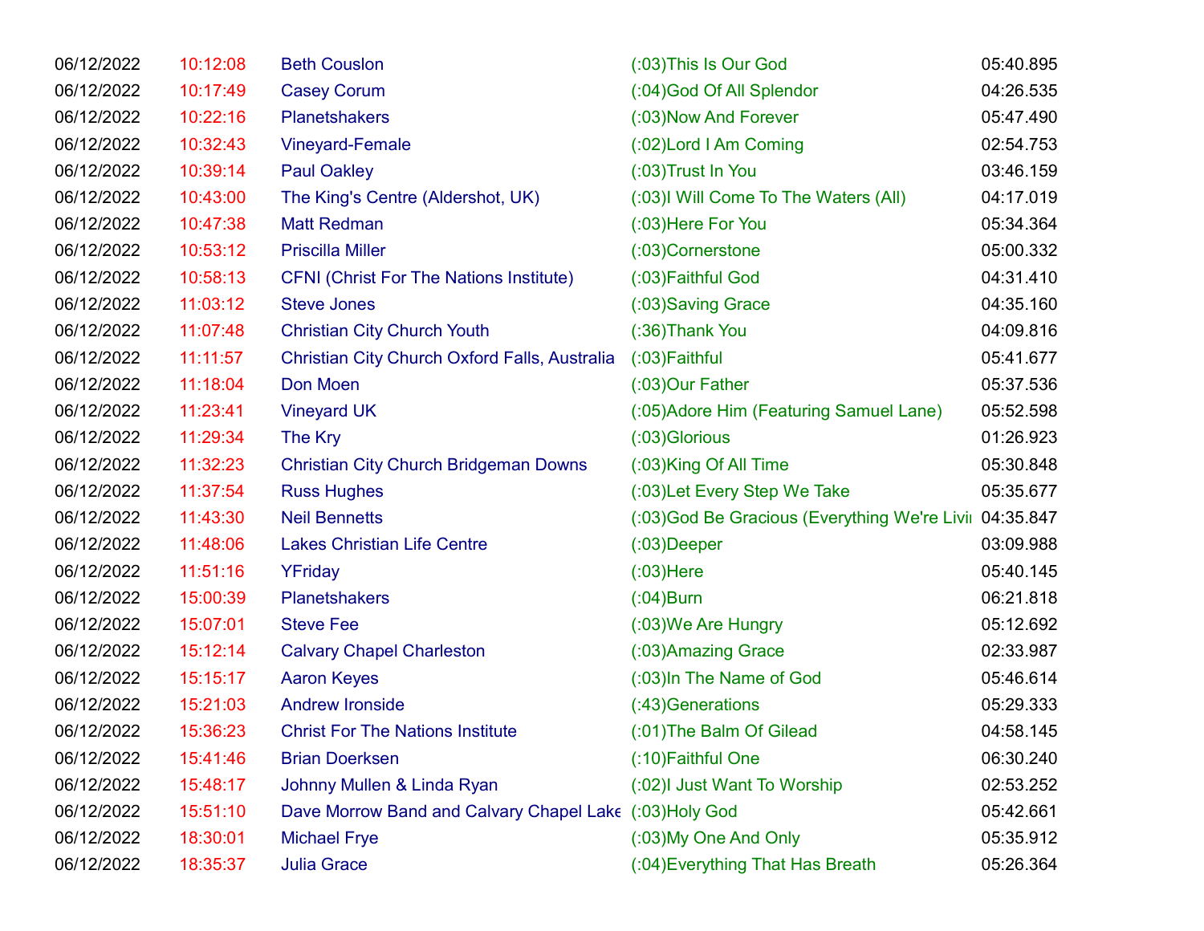| | | | | |
|---|---|---|---|---|
| 06/12/2022 | 10:12:08 | Beth Couslon | (:03)This Is Our God | 05:40.895 |
| 06/12/2022 | 10:17:49 | Casey Corum | (:04)God Of All Splendor | 04:26.535 |
| 06/12/2022 | 10:22:16 | Planetshakers | (:03)Now And Forever | 05:47.490 |
| 06/12/2022 | 10:32:43 | Vineyard-Female | (:02)Lord I Am Coming | 02:54.753 |
| 06/12/2022 | 10:39:14 | Paul Oakley | (:03)Trust In You | 03:46.159 |
| 06/12/2022 | 10:43:00 | The King's Centre (Aldershot, UK) | (:03)I Will Come To The Waters (All) | 04:17.019 |
| 06/12/2022 | 10:47:38 | Matt Redman | (:03)Here For You | 05:34.364 |
| 06/12/2022 | 10:53:12 | Priscilla Miller | (:03)Cornerstone | 05:00.332 |
| 06/12/2022 | 10:58:13 | CFNI (Christ For The Nations Institute) | (:03)Faithful God | 04:31.410 |
| 06/12/2022 | 11:03:12 | Steve Jones | (:03)Saving Grace | 04:35.160 |
| 06/12/2022 | 11:07:48 | Christian City Church Youth | (:36)Thank You | 04:09.816 |
| 06/12/2022 | 11:11:57 | Christian City Church Oxford Falls, Australia | (:03)Faithful | 05:41.677 |
| 06/12/2022 | 11:18:04 | Don Moen | (:03)Our Father | 05:37.536 |
| 06/12/2022 | 11:23:41 | Vineyard UK | (:05)Adore Him (Featuring Samuel Lane) | 05:52.598 |
| 06/12/2022 | 11:29:34 | The Kry | (:03)Glorious | 01:26.923 |
| 06/12/2022 | 11:32:23 | Christian City Church Bridgeman Downs | (:03)King Of All Time | 05:30.848 |
| 06/12/2022 | 11:37:54 | Russ Hughes | (:03)Let Every Step We Take | 05:35.677 |
| 06/12/2022 | 11:43:30 | Neil Bennetts | (:03)God Be Gracious (Everything We're Livi | 04:35.847 |
| 06/12/2022 | 11:48:06 | Lakes Christian Life Centre | (:03)Deeper | 03:09.988 |
| 06/12/2022 | 11:51:16 | YFriday | (:03)Here | 05:40.145 |
| 06/12/2022 | 15:00:39 | Planetshakers | (:04)Burn | 06:21.818 |
| 06/12/2022 | 15:07:01 | Steve Fee | (:03)We Are Hungry | 05:12.692 |
| 06/12/2022 | 15:12:14 | Calvary Chapel Charleston | (:03)Amazing Grace | 02:33.987 |
| 06/12/2022 | 15:15:17 | Aaron Keyes | (:03)In The Name of God | 05:46.614 |
| 06/12/2022 | 15:21:03 | Andrew Ironside | (:43)Generations | 05:29.333 |
| 06/12/2022 | 15:36:23 | Christ For The Nations Institute | (:01)The Balm Of Gilead | 04:58.145 |
| 06/12/2022 | 15:41:46 | Brian Doerksen | (:10)Faithful One | 06:30.240 |
| 06/12/2022 | 15:48:17 | Johnny Mullen & Linda Ryan | (:02)I Just Want To Worship | 02:53.252 |
| 06/12/2022 | 15:51:10 | Dave Morrow Band and Calvary Chapel Lake | (:03)Holy God | 05:42.661 |
| 06/12/2022 | 18:30:01 | Michael Frye | (:03)My One And Only | 05:35.912 |
| 06/12/2022 | 18:35:37 | Julia Grace | (:04)Everything That Has Breath | 05:26.364 |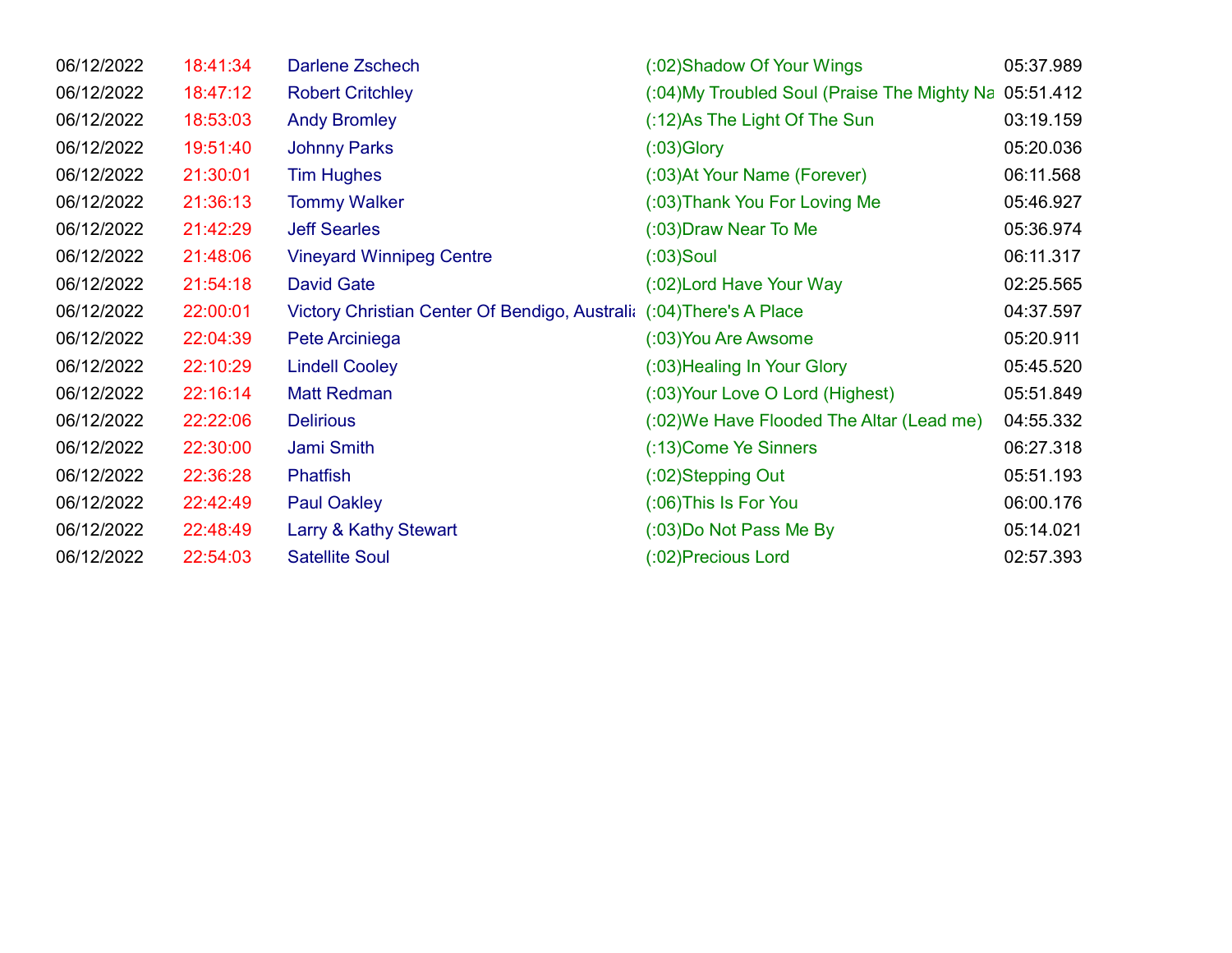| | | | | |
|---|---|---|---|---|
| 06/12/2022 | 18:41:34 | Darlene Zschech | (:02)Shadow Of Your Wings | 05:37.989 |
| 06/12/2022 | 18:47:12 | Robert Critchley | (:04)My Troubled Soul (Praise The Mighty Na | 05:51.412 |
| 06/12/2022 | 18:53:03 | Andy Bromley | (:12)As The Light Of The Sun | 03:19.159 |
| 06/12/2022 | 19:51:40 | Johnny Parks | (:03)Glory | 05:20.036 |
| 06/12/2022 | 21:30:01 | Tim Hughes | (:03)At Your Name (Forever) | 06:11.568 |
| 06/12/2022 | 21:36:13 | Tommy Walker | (:03)Thank You For Loving Me | 05:46.927 |
| 06/12/2022 | 21:42:29 | Jeff Searles | (:03)Draw Near To Me | 05:36.974 |
| 06/12/2022 | 21:48:06 | Vineyard Winnipeg Centre | (:03)Soul | 06:11.317 |
| 06/12/2022 | 21:54:18 | David Gate | (:02)Lord Have Your Way | 02:25.565 |
| 06/12/2022 | 22:00:01 | Victory Christian Center Of Bendigo, Australia | (:04)There's A Place | 04:37.597 |
| 06/12/2022 | 22:04:39 | Pete Arciniega | (:03)You Are Awsome | 05:20.911 |
| 06/12/2022 | 22:10:29 | Lindell Cooley | (:03)Healing In Your Glory | 05:45.520 |
| 06/12/2022 | 22:16:14 | Matt Redman | (:03)Your Love O Lord (Highest) | 05:51.849 |
| 06/12/2022 | 22:22:06 | Delirious | (:02)We Have Flooded The Altar (Lead me) | 04:55.332 |
| 06/12/2022 | 22:30:00 | Jami Smith | (:13)Come Ye Sinners | 06:27.318 |
| 06/12/2022 | 22:36:28 | Phatfish | (:02)Stepping Out | 05:51.193 |
| 06/12/2022 | 22:42:49 | Paul Oakley | (:06)This Is For You | 06:00.176 |
| 06/12/2022 | 22:48:49 | Larry & Kathy Stewart | (:03)Do Not Pass Me By | 05:14.021 |
| 06/12/2022 | 22:54:03 | Satellite Soul | (:02)Precious Lord | 02:57.393 |